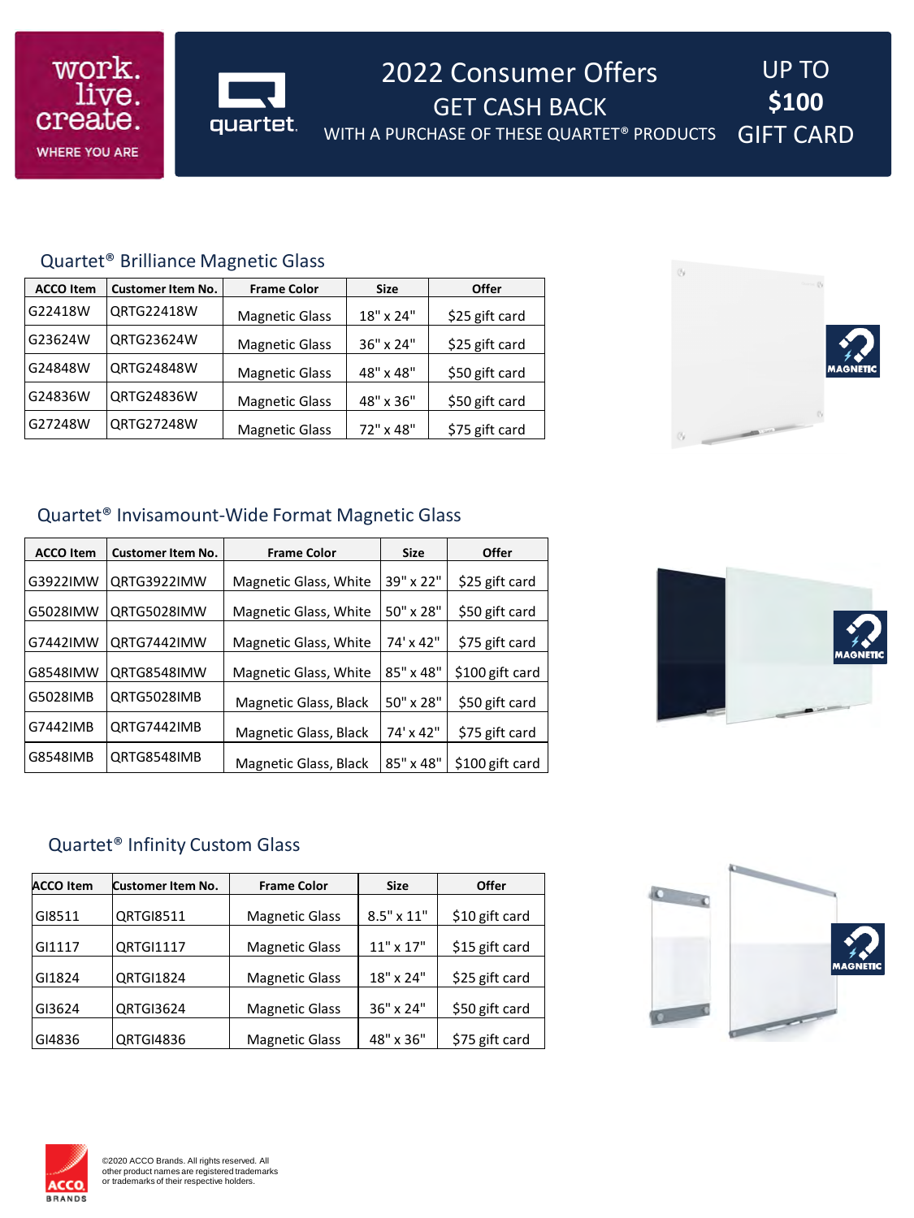work. live. create.

WHERE YOU ARE

quartet.

# 2022 Consumer Offers

GET CASH BACK

WITH A PURCHASE OF THESE QUARTET® PRODUCTS

UP TO **$100** GIFT CARD

## Quartet® Brilliance Magnetic Glass

| ACCO Item | Customer Item No. | Frame Color | Size | Offer |
|---|---|---|---|---|
| G22418W | QRTG22418W | Magnetic Glass | 18" x 24" | $25 gift card |
| G23624W | QRTG23624W | Magnetic Glass | 36" x 24" | $25 gift card |
| G24848W | QRTG24848W | Magnetic Glass | 48" x 48" | $50 gift card |
| G24836W | QRTG24836W | Magnetic Glass | 48" x 36" | $50 gift card |
| G27248W | QRTG27248W | Magnetic Glass | 72" x 48" | $75 gift card |

MAGNETIC

## Quartet® Invisamount-Wide Format Magnetic Glass

| ACCO Item | Customer Item No. | Frame Color | Size | Offer |
|---|---|---|---|---|
| G3922IMW | QRTG3922IMW | Magnetic Glass, White | 39" x 22" | $25 gift card |
| G5028IMW | QRTG5028IMW | Magnetic Glass, White | 50" x 28" | $50 gift card |
| G7442IMW | QRTG7442IMW | Magnetic Glass, White | 74' x 42" | $75 gift card |
| G8548IMW | QRTG8548IMW | Magnetic Glass, White | 85" x 48" | $100 gift card |
| G5028IMB | QRTG5028IMB | Magnetic Glass, Black | 50" x 28" | $50 gift card |
| G7442IMB | QRTG7442IMB | Magnetic Glass, Black | 74' x 42" | $75 gift card |
| G8548IMB | QRTG8548IMB | Magnetic Glass, Black | 85" x 48" | $100 gift card |

MAGNETIC

## Quartet® Infinity Custom Glass

| ACCO Item | Customer Item No. | Frame Color | Size | Offer |
|---|---|---|---|---|
| GI8511 | QRTGI8511 | Magnetic Glass | 8.5" x 11" | $10 gift card |
| GI1117 | QRTGI1117 | Magnetic Glass | 11" x 17" | $15 gift card |
| GI1824 | QRTGI1824 | Magnetic Glass | 18" x 24" | $25 gift card |
| GI3624 | QRTGI3624 | Magnetic Glass | 36" x 24" | $50 gift card |
| GI4836 | QRTGI4836 | Magnetic Glass | 48" x 36" | $75 gift card |

MAGNETIC

ACCO BRANDS

©2020 ACCO Brands. All rights reserved. All other product names are registered trademarks or trademarks of their respective holders.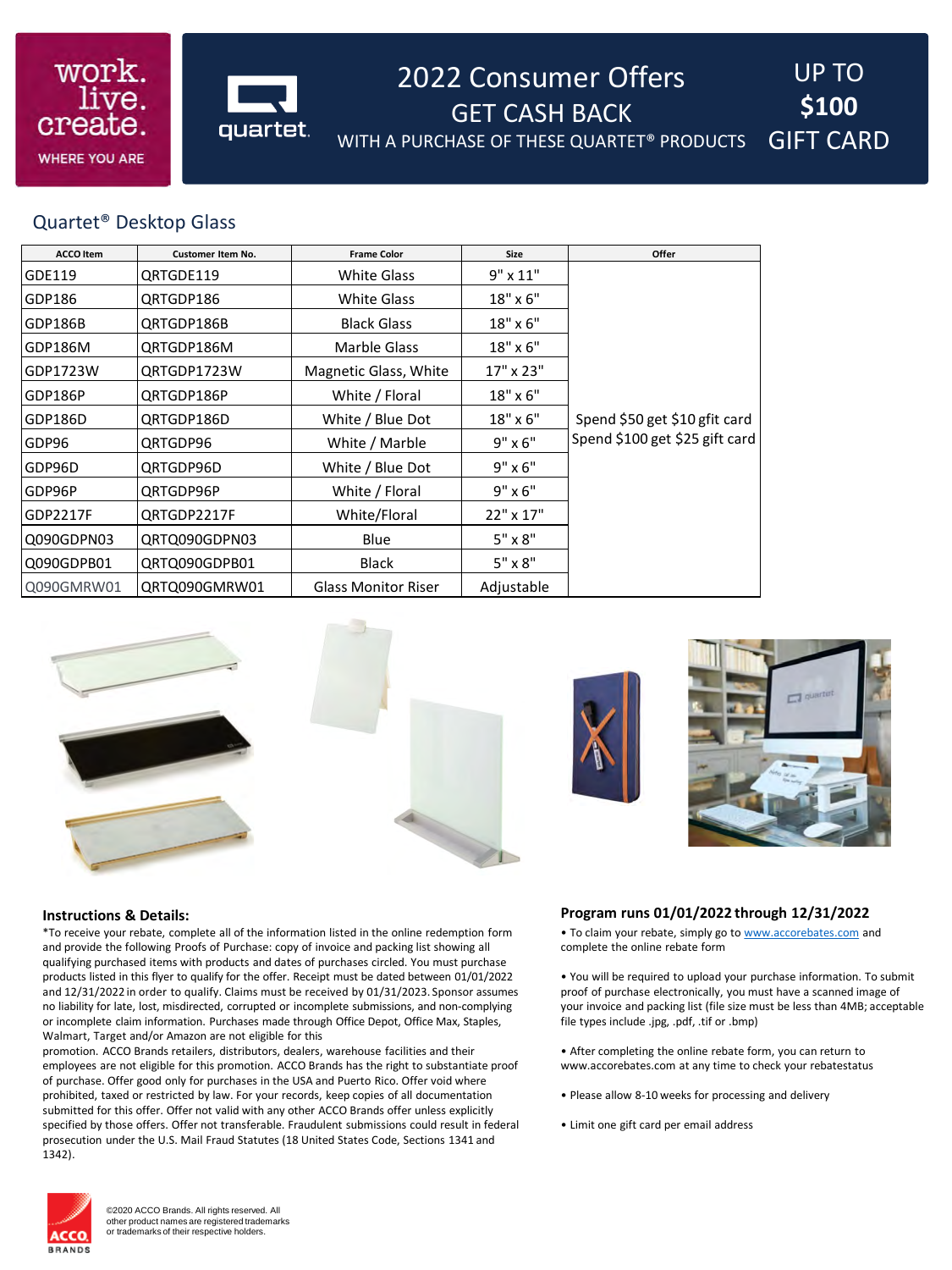work. live. create. WHERE YOU ARE

quartet.

# 2022 Consumer Offers

GET CASH BACK

WITH A PURCHASE OF THESE QUARTET® PRODUCTS

UP TO **$100** GIFT CARD

## Quartet® Desktop Glass

| ACCO Item | Customer Item No. | Frame Color | Size | Offer |
|---|---|---|---|---|
| GDE119 | QRTGDE119 | White Glass | 9" x 11" | Spend $50 get $10 gfit card<br>Spend $100 get $25 gift card |
| GDP186 | QRTGDP186 | White Glass | 18" x 6" | |
| GDP186B | QRTGDP186B | Black Glass | 18" x 6" | |
| GDP186M | QRTGDP186M | Marble Glass | 18" x 6" | |
| GDP1723W | QRTGDP1723W | Magnetic Glass, White | 17" x 23" | |
| GDP186P | QRTGDP186P | White / Floral | 18" x 6" | |
| GDP186D | QRTGDP186D | White / Blue Dot | 18" x 6" | |
| GDP96 | QRTGDP96 | White / Marble | 9" x 6" | |
| GDP96D | QRTGDP96D | White / Blue Dot | 9" x 6" | |
| GDP96P | QRTGDP96P | White / Floral | 9" x 6" | |
| GDP2217F | QRTGDP2217F | White/Floral | 22" x 17" | |
| Q090GDPN03 | QRTQ090GDPN03 | Blue | 5" x 8" | |
| Q090GDPB01 | QRTQ090GDPB01 | Black | 5" x 8" | |
| Q090GMRW01 | QRTQ090GMRW01 | Glass Monitor Riser | Adjustable | |

### Instructions & Details:

*To receive your rebate, complete all of the information listed in the online redemption form and provide the following Proofs of Purchase: copy of invoice and packing list showing all qualifying purchased items with products and dates of purchases circled. You must purchase products listed in this flyer to qualify for the offer. Receipt must be dated between 01/01/2022 and 12/31/2022 in order to qualify. Claims must be received by 01/31/2023. Sponsor assumes no liability for late, lost, misdirected, corrupted or incomplete submissions, and non-complying or incomplete claim information. Purchases made through Office Depot, Office Max, Staples, Walmart, Target and/or Amazon are not eligible for this promotion. ACCO Brands retailers, distributors, dealers, warehouse facilities and their employees are not eligible for this promotion. ACCO Brands has the right to substantiate proof of purchase. Offer good only for purchases in the USA and Puerto Rico. Offer void where prohibited, taxed or restricted by law. For your records, keep copies of all documentation submitted for this offer. Offer not valid with any other ACCO Brands offer unless explicitly specified by those offers. Offer not transferable. Fraudulent submissions could result in federal prosecution under the U.S. Mail Fraud Statutes (18 United States Code, Sections 1341 and 1342).

### Program runs 01/01/2022 through 12/31/2022

- To claim your rebate, simply go to www.accorebates.com and complete the online rebate form
- You will be required to upload your purchase information. To submit proof of purchase electronically, you must have a scanned image of your invoice and packing list (file size must be less than 4MB; acceptable file types include .jpg, .pdf, .tif or .bmp)
- After completing the online rebate form, you can return to www.accorebates.com at any time to check your rebatestatus
- Please allow 8-10 weeks for processing and delivery
- Limit one gift card per email address

ACCO BRANDS

©2020 ACCO Brands. All rights reserved. All other product names are registered trademarks or trademarks of their respective holders.